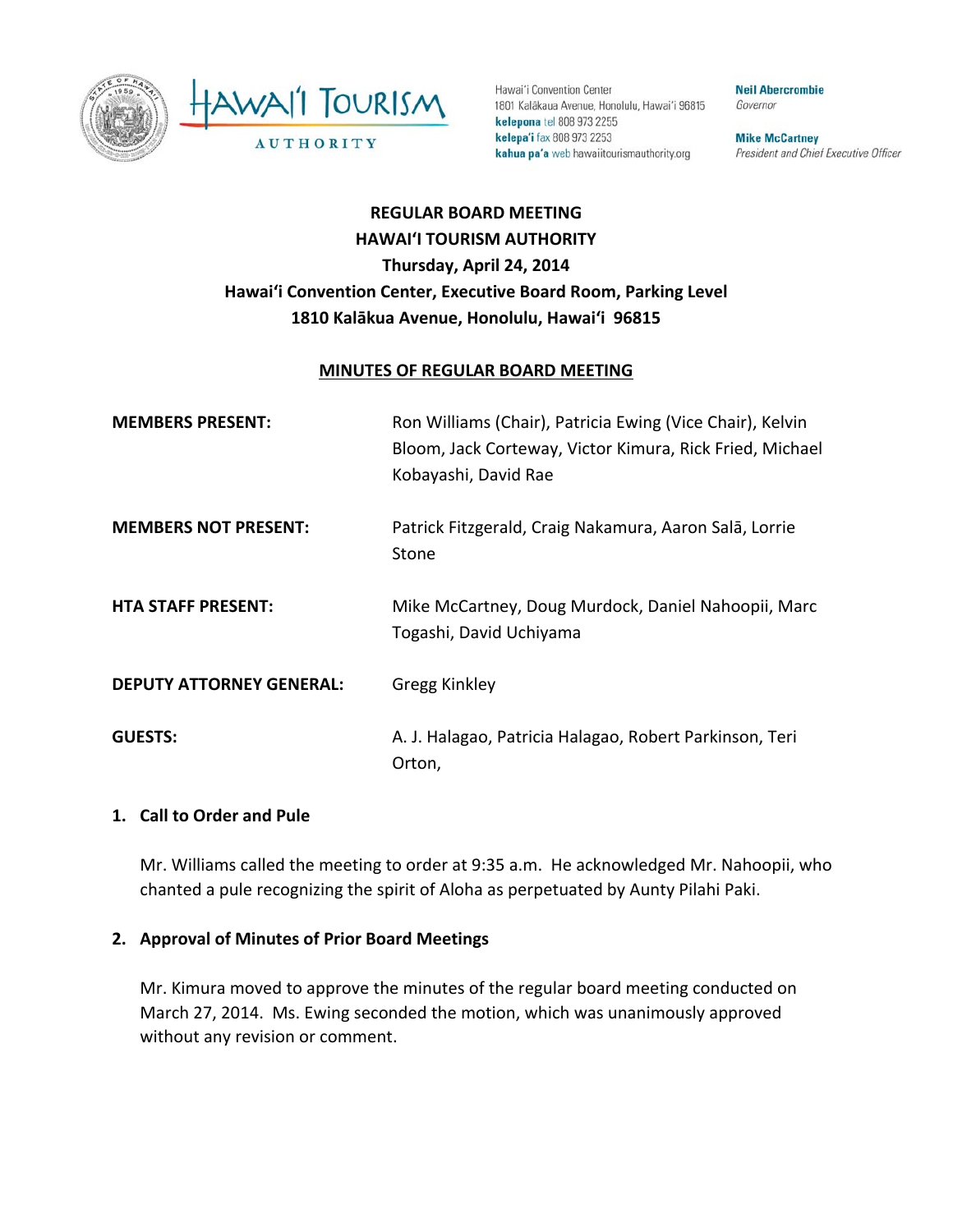Hawai'i Convention Center
1801 Kalākaua Avenue, Honolulu, Hawai'i 96815
**kelepona** tel 808 973 2255
**kelepa'i** fax 808 973 2253
**kahua pa'a** web hawaiitourismauthority.org

**Neil Abercrombie**
*Governor*

**Mike McCartney**
*President and Chief Executive Officer*

# REGULAR BOARD MEETING
## HAWAIʻI TOURISM AUTHORITY
**Thursday, April 24, 2014**
**Hawaiʻi Convention Center, Executive Board Room, Parking Level**
**1810 Kalākua Avenue, Honolulu, Hawaiʻi 96815**

**MINUTES OF REGULAR BOARD MEETING**

| | |
|---|---|
| **MEMBERS PRESENT:** | Ron Williams (Chair), Patricia Ewing (Vice Chair), Kelvin Bloom, Jack Corteway, Victor Kimura, Rick Fried, Michael Kobayashi, David Rae |
| **MEMBERS NOT PRESENT:** | Patrick Fitzgerald, Craig Nakamura, Aaron Salā, Lorrie Stone |
| **HTA STAFF PRESENT:** | Mike McCartney, Doug Murdock, Daniel Nahoopii, Marc Togashi, David Uchiyama |
| **DEPUTY ATTORNEY GENERAL:** | Gregg Kinkley |
| **GUESTS:** | A. J. Halagao, Patricia Halagao, Robert Parkinson, Teri Orton, |

### 1. Call to Order and Pule

Mr. Williams called the meeting to order at 9:35 a.m. He acknowledged Mr. Nahoopii, who chanted a pule recognizing the spirit of Aloha as perpetuated by Aunty Pilahi Paki.

### 2. Approval of Minutes of Prior Board Meetings

Mr. Kimura moved to approve the minutes of the regular board meeting conducted on March 27, 2014. Ms. Ewing seconded the motion, which was unanimously approved without any revision or comment.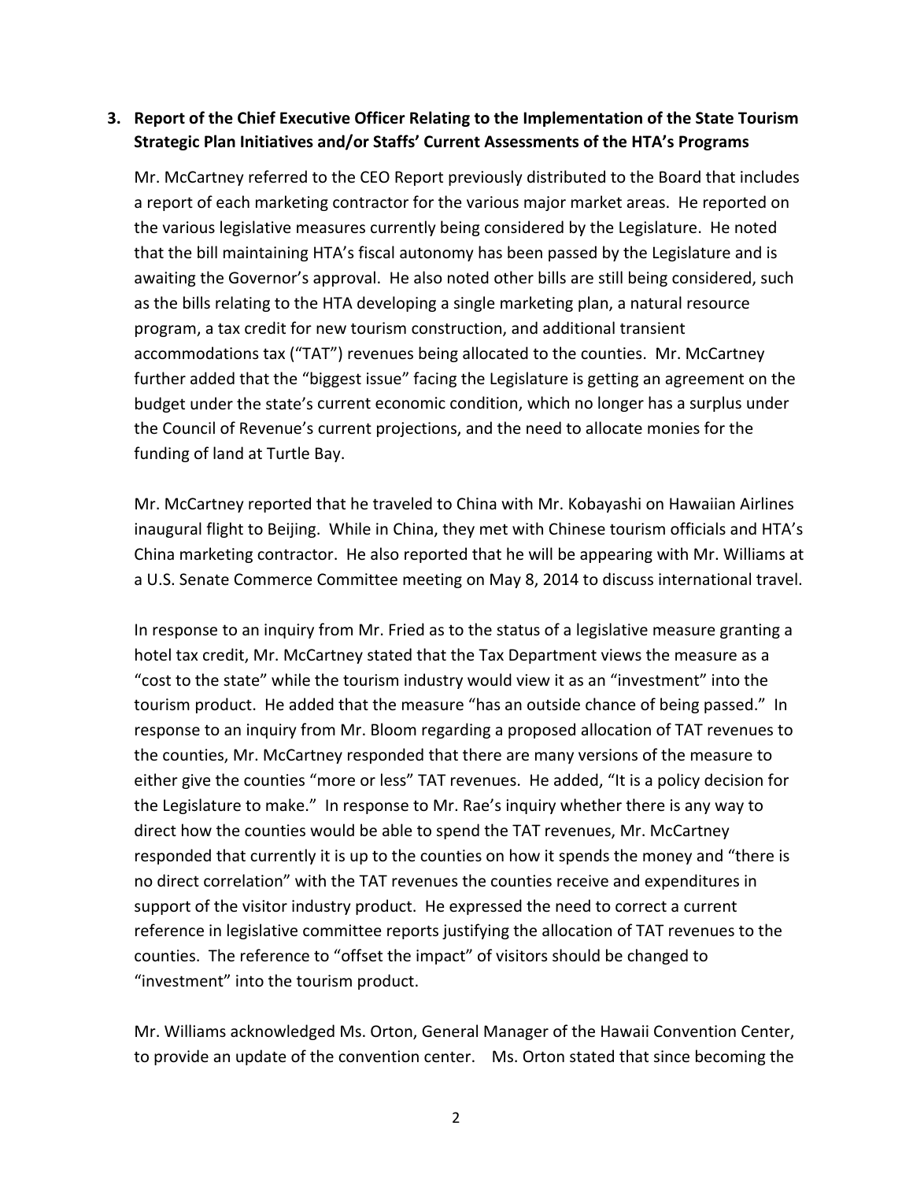**3. Report of the Chief Executive Officer Relating to the Implementation of the State Tourism Strategic Plan Initiatives and/or Staffs' Current Assessments of the HTA's Programs**

Mr. McCartney referred to the CEO Report previously distributed to the Board that includes a report of each marketing contractor for the various major market areas. He reported on the various legislative measures currently being considered by the Legislature. He noted that the bill maintaining HTA's fiscal autonomy has been passed by the Legislature and is awaiting the Governor's approval. He also noted other bills are still being considered, such as the bills relating to the HTA developing a single marketing plan, a natural resource program, a tax credit for new tourism construction, and additional transient accommodations tax ("TAT") revenues being allocated to the counties. Mr. McCartney further added that the "biggest issue" facing the Legislature is getting an agreement on the budget under the state's current economic condition, which no longer has a surplus under the Council of Revenue's current projections, and the need to allocate monies for the funding of land at Turtle Bay.

Mr. McCartney reported that he traveled to China with Mr. Kobayashi on Hawaiian Airlines inaugural flight to Beijing. While in China, they met with Chinese tourism officials and HTA's China marketing contractor. He also reported that he will be appearing with Mr. Williams at a U.S. Senate Commerce Committee meeting on May 8, 2014 to discuss international travel.

In response to an inquiry from Mr. Fried as to the status of a legislative measure granting a hotel tax credit, Mr. McCartney stated that the Tax Department views the measure as a "cost to the state" while the tourism industry would view it as an "investment" into the tourism product. He added that the measure "has an outside chance of being passed." In response to an inquiry from Mr. Bloom regarding a proposed allocation of TAT revenues to the counties, Mr. McCartney responded that there are many versions of the measure to either give the counties "more or less" TAT revenues. He added, "It is a policy decision for the Legislature to make." In response to Mr. Rae's inquiry whether there is any way to direct how the counties would be able to spend the TAT revenues, Mr. McCartney responded that currently it is up to the counties on how it spends the money and "there is no direct correlation" with the TAT revenues the counties receive and expenditures in support of the visitor industry product. He expressed the need to correct a current reference in legislative committee reports justifying the allocation of TAT revenues to the counties. The reference to "offset the impact" of visitors should be changed to "investment" into the tourism product.

Mr. Williams acknowledged Ms. Orton, General Manager of the Hawaii Convention Center, to provide an update of the convention center. Ms. Orton stated that since becoming the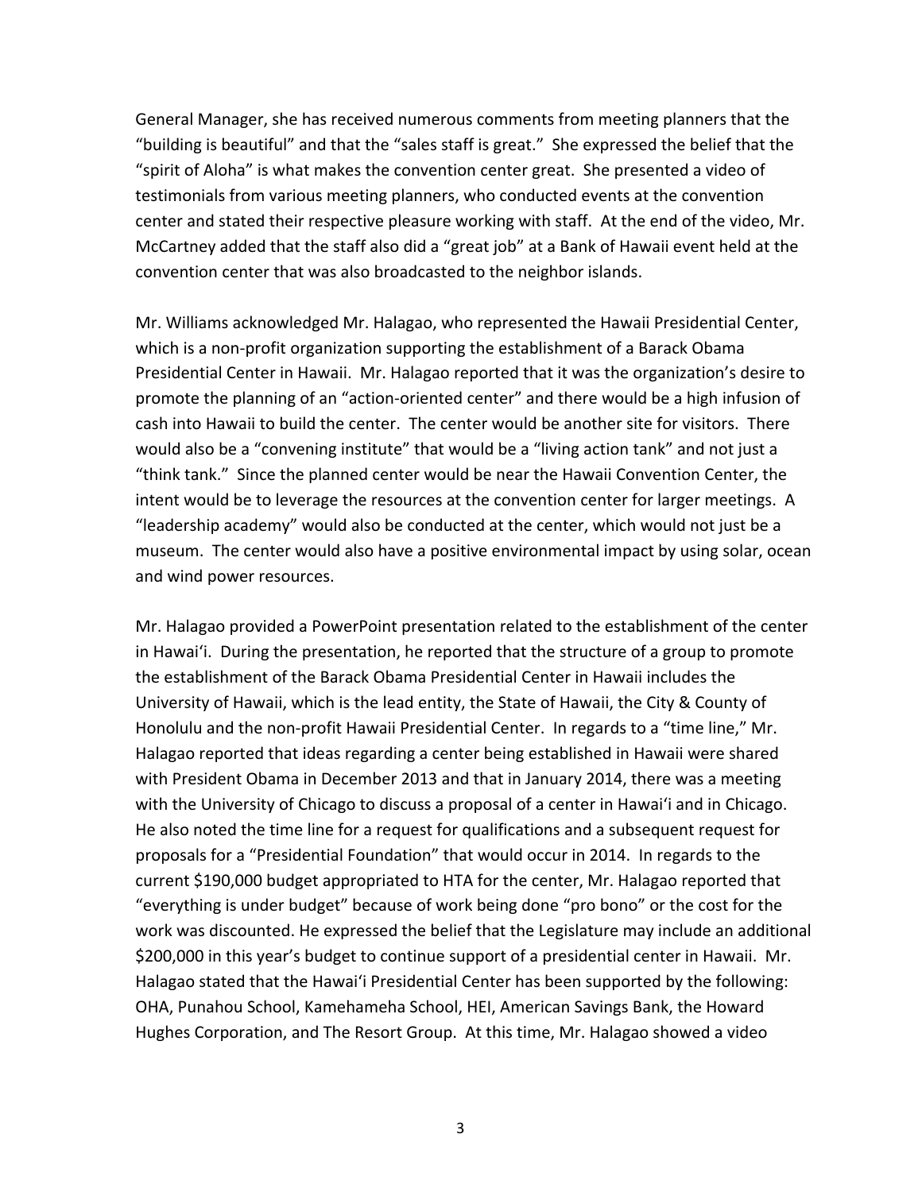General Manager, she has received numerous comments from meeting planners that the "building is beautiful" and that the "sales staff is great." She expressed the belief that the "spirit of Aloha" is what makes the convention center great. She presented a video of testimonials from various meeting planners, who conducted events at the convention center and stated their respective pleasure working with staff. At the end of the video, Mr. McCartney added that the staff also did a "great job" at a Bank of Hawaii event held at the convention center that was also broadcasted to the neighbor islands.

Mr. Williams acknowledged Mr. Halagao, who represented the Hawaii Presidential Center, which is a non-profit organization supporting the establishment of a Barack Obama Presidential Center in Hawaii. Mr. Halagao reported that it was the organization's desire to promote the planning of an "action-oriented center" and there would be a high infusion of cash into Hawaii to build the center. The center would be another site for visitors. There would also be a "convening institute" that would be a "living action tank" and not just a "think tank." Since the planned center would be near the Hawaii Convention Center, the intent would be to leverage the resources at the convention center for larger meetings. A "leadership academy" would also be conducted at the center, which would not just be a museum. The center would also have a positive environmental impact by using solar, ocean and wind power resources.

Mr. Halagao provided a PowerPoint presentation related to the establishment of the center in Hawaiʻi. During the presentation, he reported that the structure of a group to promote the establishment of the Barack Obama Presidential Center in Hawaii includes the University of Hawaii, which is the lead entity, the State of Hawaii, the City & County of Honolulu and the non-profit Hawaii Presidential Center. In regards to a "time line," Mr. Halagao reported that ideas regarding a center being established in Hawaii were shared with President Obama in December 2013 and that in January 2014, there was a meeting with the University of Chicago to discuss a proposal of a center in Hawaiʻi and in Chicago. He also noted the time line for a request for qualifications and a subsequent request for proposals for a "Presidential Foundation" that would occur in 2014. In regards to the current $190,000 budget appropriated to HTA for the center, Mr. Halagao reported that "everything is under budget" because of work being done "pro bono" or the cost for the work was discounted. He expressed the belief that the Legislature may include an additional $200,000 in this year's budget to continue support of a presidential center in Hawaii. Mr. Halagao stated that the Hawaiʻi Presidential Center has been supported by the following: OHA, Punahou School, Kamehameha School, HEI, American Savings Bank, the Howard Hughes Corporation, and The Resort Group. At this time, Mr. Halagao showed a video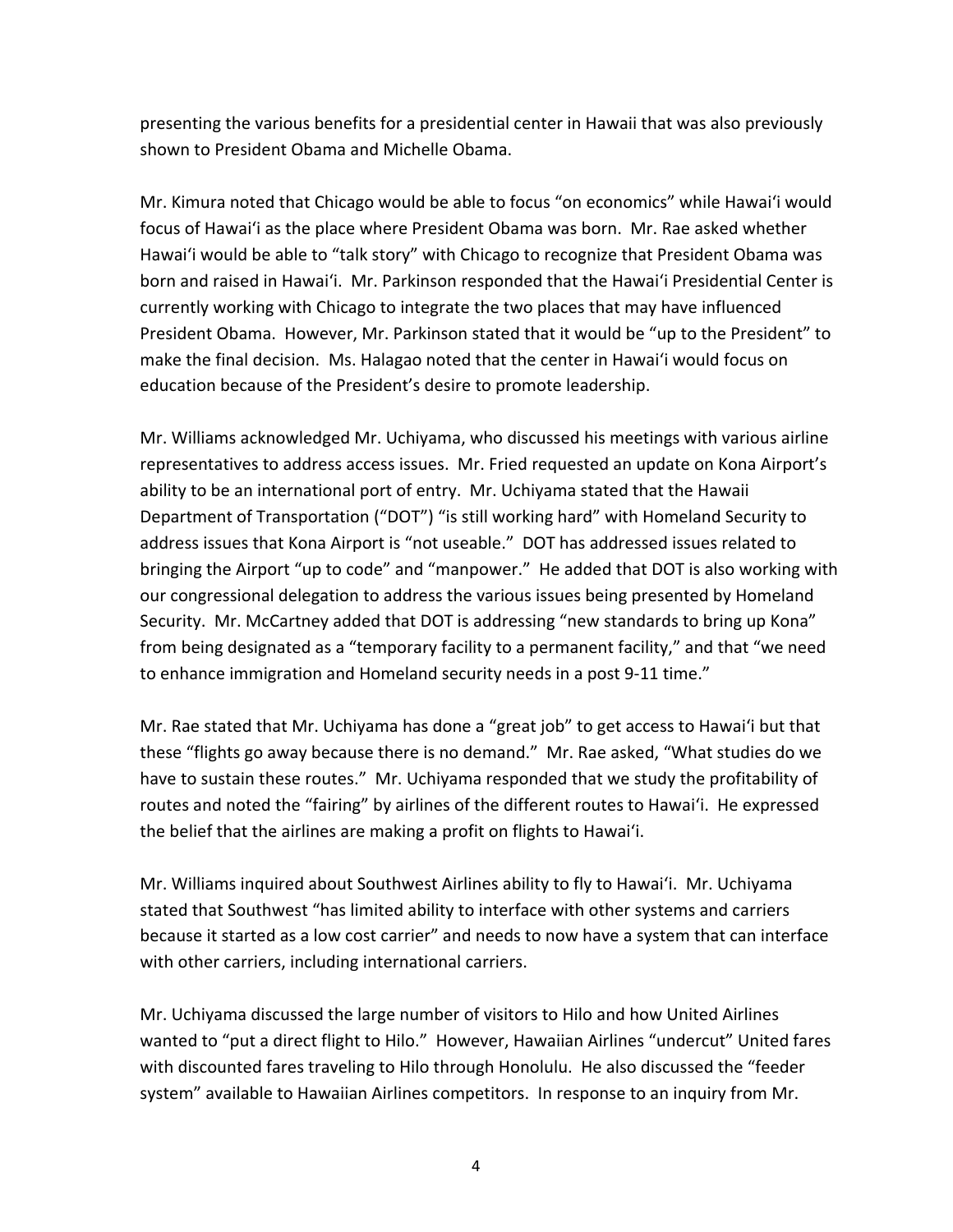presenting the various benefits for a presidential center in Hawaii that was also previously shown to President Obama and Michelle Obama.

Mr. Kimura noted that Chicago would be able to focus "on economics" while Hawaiʻi would focus of Hawaiʻi as the place where President Obama was born. Mr. Rae asked whether Hawaiʻi would be able to "talk story" with Chicago to recognize that President Obama was born and raised in Hawaiʻi. Mr. Parkinson responded that the Hawaiʻi Presidential Center is currently working with Chicago to integrate the two places that may have influenced President Obama. However, Mr. Parkinson stated that it would be "up to the President" to make the final decision. Ms. Halagao noted that the center in Hawaiʻi would focus on education because of the President's desire to promote leadership.

Mr. Williams acknowledged Mr. Uchiyama, who discussed his meetings with various airline representatives to address access issues. Mr. Fried requested an update on Kona Airport's ability to be an international port of entry. Mr. Uchiyama stated that the Hawaii Department of Transportation ("DOT") "is still working hard" with Homeland Security to address issues that Kona Airport is "not useable." DOT has addressed issues related to bringing the Airport "up to code" and "manpower." He added that DOT is also working with our congressional delegation to address the various issues being presented by Homeland Security. Mr. McCartney added that DOT is addressing "new standards to bring up Kona" from being designated as a "temporary facility to a permanent facility," and that "we need to enhance immigration and Homeland security needs in a post 9-11 time."

Mr. Rae stated that Mr. Uchiyama has done a "great job" to get access to Hawaiʻi but that these "flights go away because there is no demand." Mr. Rae asked, "What studies do we have to sustain these routes." Mr. Uchiyama responded that we study the profitability of routes and noted the "fairing" by airlines of the different routes to Hawaiʻi. He expressed the belief that the airlines are making a profit on flights to Hawaiʻi.

Mr. Williams inquired about Southwest Airlines ability to fly to Hawaiʻi. Mr. Uchiyama stated that Southwest "has limited ability to interface with other systems and carriers because it started as a low cost carrier" and needs to now have a system that can interface with other carriers, including international carriers.

Mr. Uchiyama discussed the large number of visitors to Hilo and how United Airlines wanted to "put a direct flight to Hilo." However, Hawaiian Airlines "undercut" United fares with discounted fares traveling to Hilo through Honolulu. He also discussed the "feeder system" available to Hawaiian Airlines competitors. In response to an inquiry from Mr.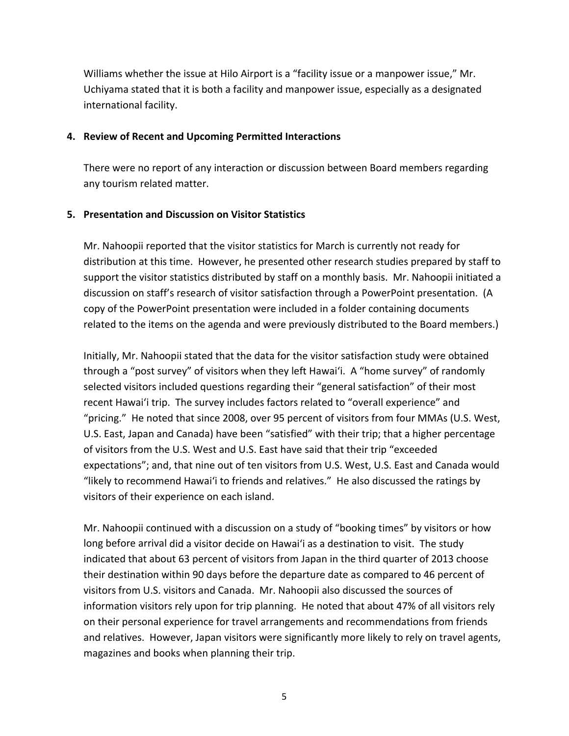Williams whether the issue at Hilo Airport is a "facility issue or a manpower issue," Mr. Uchiyama stated that it is both a facility and manpower issue, especially as a designated international facility.

**4. Review of Recent and Upcoming Permitted Interactions**

There were no report of any interaction or discussion between Board members regarding any tourism related matter.

**5. Presentation and Discussion on Visitor Statistics**

Mr. Nahoopii reported that the visitor statistics for March is currently not ready for distribution at this time. However, he presented other research studies prepared by staff to support the visitor statistics distributed by staff on a monthly basis. Mr. Nahoopii initiated a discussion on staff's research of visitor satisfaction through a PowerPoint presentation. (A copy of the PowerPoint presentation were included in a folder containing documents related to the items on the agenda and were previously distributed to the Board members.)

Initially, Mr. Nahoopii stated that the data for the visitor satisfaction study were obtained through a "post survey" of visitors when they left Hawai'i. A "home survey" of randomly selected visitors included questions regarding their "general satisfaction" of their most recent Hawai'i trip. The survey includes factors related to "overall experience" and "pricing." He noted that since 2008, over 95 percent of visitors from four MMAs (U.S. West, U.S. East, Japan and Canada) have been "satisfied" with their trip; that a higher percentage of visitors from the U.S. West and U.S. East have said that their trip "exceeded expectations"; and, that nine out of ten visitors from U.S. West, U.S. East and Canada would "likely to recommend Hawai'i to friends and relatives." He also discussed the ratings by visitors of their experience on each island.

Mr. Nahoopii continued with a discussion on a study of "booking times" by visitors or how long before arrival did a visitor decide on Hawai'i as a destination to visit. The study indicated that about 63 percent of visitors from Japan in the third quarter of 2013 choose their destination within 90 days before the departure date as compared to 46 percent of visitors from U.S. visitors and Canada. Mr. Nahoopii also discussed the sources of information visitors rely upon for trip planning. He noted that about 47% of all visitors rely on their personal experience for travel arrangements and recommendations from friends and relatives. However, Japan visitors were significantly more likely to rely on travel agents, magazines and books when planning their trip.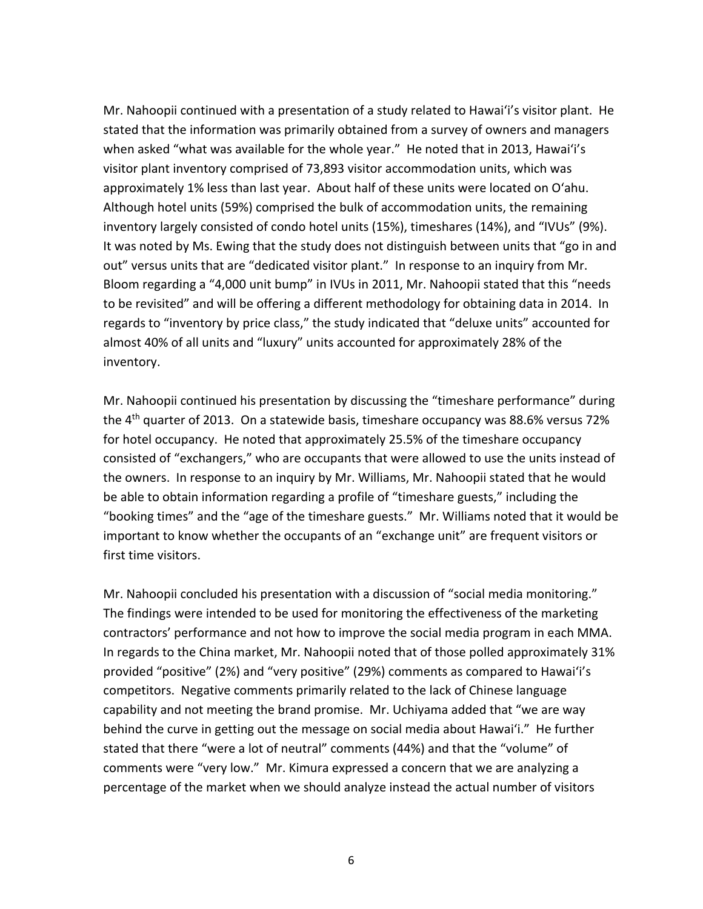Mr. Nahoopii continued with a presentation of a study related to Hawaiʻi's visitor plant. He stated that the information was primarily obtained from a survey of owners and managers when asked "what was available for the whole year." He noted that in 2013, Hawaiʻi's visitor plant inventory comprised of 73,893 visitor accommodation units, which was approximately 1% less than last year. About half of these units were located on Oʻahu. Although hotel units (59%) comprised the bulk of accommodation units, the remaining inventory largely consisted of condo hotel units (15%), timeshares (14%), and "IVUs" (9%). It was noted by Ms. Ewing that the study does not distinguish between units that "go in and out" versus units that are "dedicated visitor plant." In response to an inquiry from Mr. Bloom regarding a "4,000 unit bump" in IVUs in 2011, Mr. Nahoopii stated that this "needs to be revisited" and will be offering a different methodology for obtaining data in 2014. In regards to "inventory by price class," the study indicated that "deluxe units" accounted for almost 40% of all units and "luxury" units accounted for approximately 28% of the inventory.

Mr. Nahoopii continued his presentation by discussing the "timeshare performance" during the 4th quarter of 2013. On a statewide basis, timeshare occupancy was 88.6% versus 72% for hotel occupancy. He noted that approximately 25.5% of the timeshare occupancy consisted of "exchangers," who are occupants that were allowed to use the units instead of the owners. In response to an inquiry by Mr. Williams, Mr. Nahoopii stated that he would be able to obtain information regarding a profile of "timeshare guests," including the "booking times" and the "age of the timeshare guests." Mr. Williams noted that it would be important to know whether the occupants of an "exchange unit" are frequent visitors or first time visitors.

Mr. Nahoopii concluded his presentation with a discussion of "social media monitoring." The findings were intended to be used for monitoring the effectiveness of the marketing contractors' performance and not how to improve the social media program in each MMA. In regards to the China market, Mr. Nahoopii noted that of those polled approximately 31% provided "positive" (2%) and "very positive" (29%) comments as compared to Hawaiʻi's competitors. Negative comments primarily related to the lack of Chinese language capability and not meeting the brand promise. Mr. Uchiyama added that "we are way behind the curve in getting out the message on social media about Hawaiʻi." He further stated that there "were a lot of neutral" comments (44%) and that the "volume" of comments were "very low." Mr. Kimura expressed a concern that we are analyzing a percentage of the market when we should analyze instead the actual number of visitors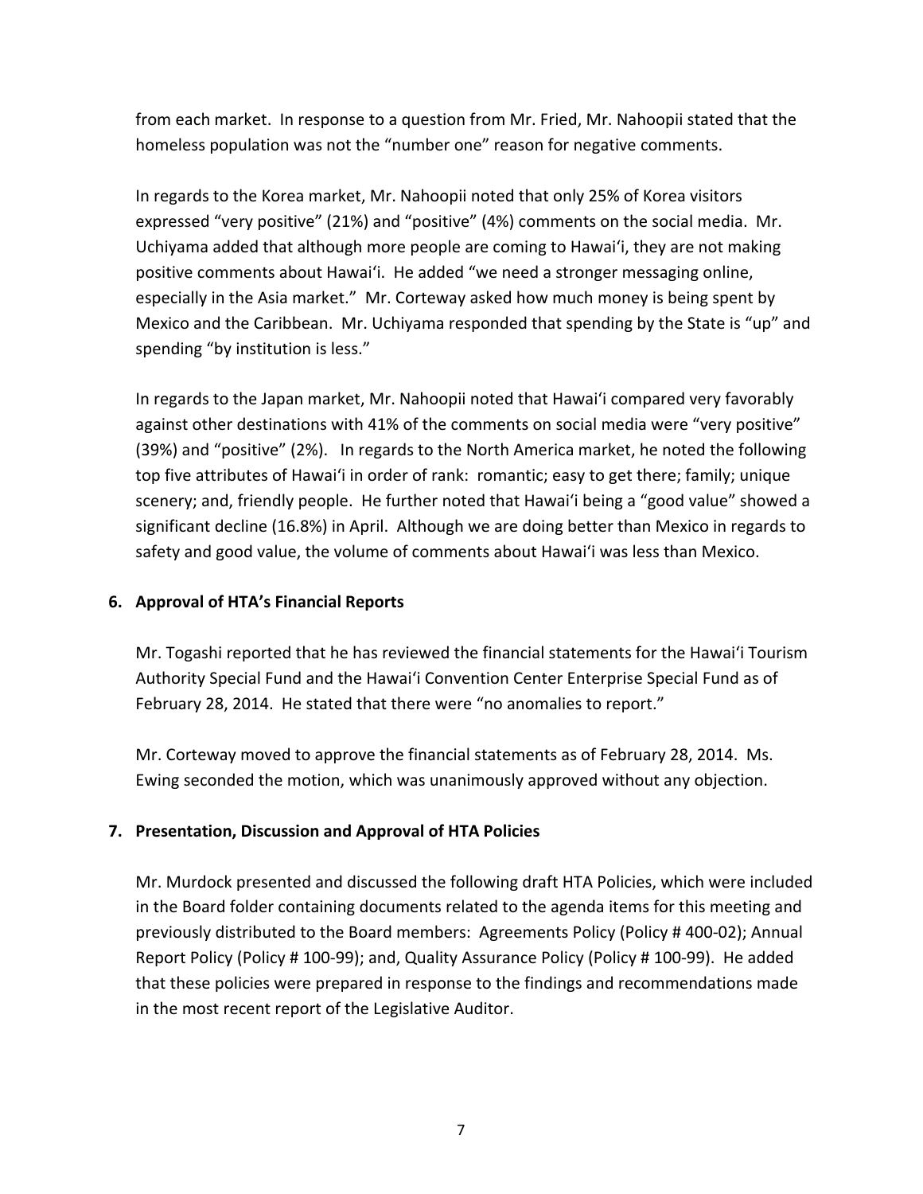from each market. In response to a question from Mr. Fried, Mr. Nahoopii stated that the homeless population was not the "number one" reason for negative comments.

In regards to the Korea market, Mr. Nahoopii noted that only 25% of Korea visitors expressed "very positive" (21%) and "positive" (4%) comments on the social media. Mr. Uchiyama added that although more people are coming to Hawai'i, they are not making positive comments about Hawai'i. He added "we need a stronger messaging online, especially in the Asia market." Mr. Corteway asked how much money is being spent by Mexico and the Caribbean. Mr. Uchiyama responded that spending by the State is "up" and spending "by institution is less."

In regards to the Japan market, Mr. Nahoopii noted that Hawai'i compared very favorably against other destinations with 41% of the comments on social media were "very positive" (39%) and "positive" (2%). In regards to the North America market, he noted the following top five attributes of Hawai'i in order of rank: romantic; easy to get there; family; unique scenery; and, friendly people. He further noted that Hawai'i being a "good value" showed a significant decline (16.8%) in April. Although we are doing better than Mexico in regards to safety and good value, the volume of comments about Hawai'i was less than Mexico.

**6. Approval of HTA's Financial Reports**

Mr. Togashi reported that he has reviewed the financial statements for the Hawai'i Tourism Authority Special Fund and the Hawai'i Convention Center Enterprise Special Fund as of February 28, 2014. He stated that there were "no anomalies to report."

Mr. Corteway moved to approve the financial statements as of February 28, 2014. Ms. Ewing seconded the motion, which was unanimously approved without any objection.

**7. Presentation, Discussion and Approval of HTA Policies**

Mr. Murdock presented and discussed the following draft HTA Policies, which were included in the Board folder containing documents related to the agenda items for this meeting and previously distributed to the Board members: Agreements Policy (Policy # 400-02); Annual Report Policy (Policy # 100-99); and, Quality Assurance Policy (Policy # 100-99). He added that these policies were prepared in response to the findings and recommendations made in the most recent report of the Legislative Auditor.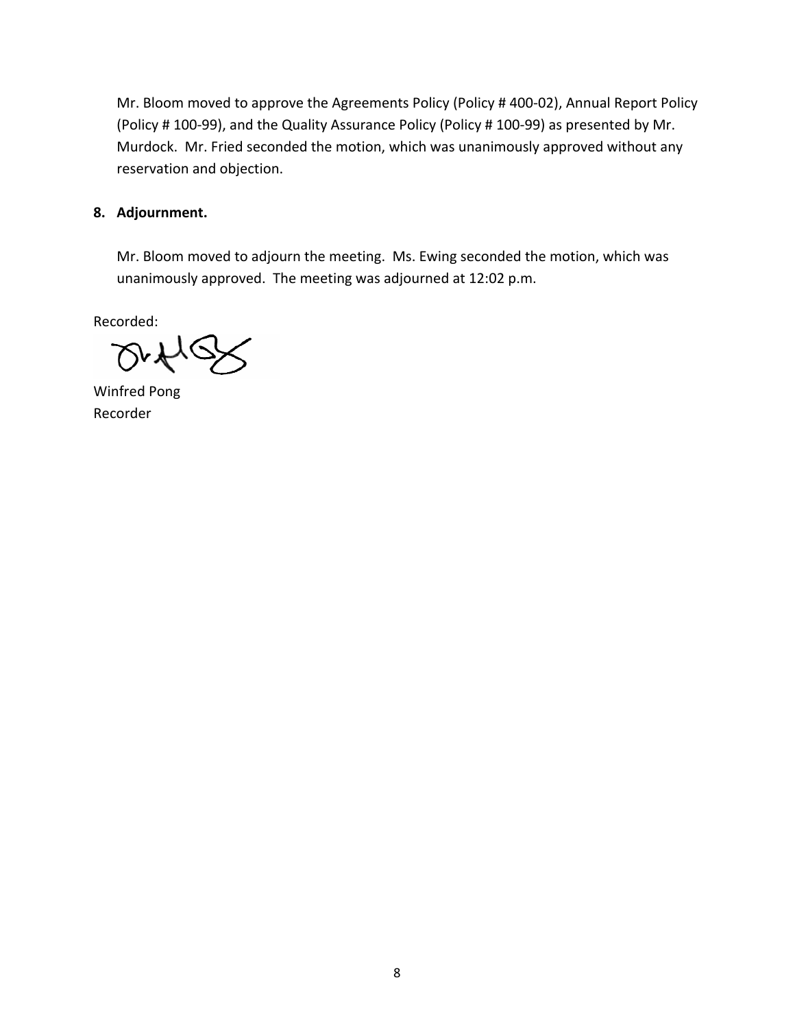Mr. Bloom moved to approve the Agreements Policy (Policy # 400-02), Annual Report Policy (Policy # 100-99), and the Quality Assurance Policy (Policy # 100-99) as presented by Mr. Murdock. Mr. Fried seconded the motion, which was unanimously approved without any reservation and objection.

**8. Adjournment.**

Mr. Bloom moved to adjourn the meeting. Ms. Ewing seconded the motion, which was unanimously approved. The meeting was adjourned at 12:02 p.m.

Recorded:

Winfred Pong
Recorder